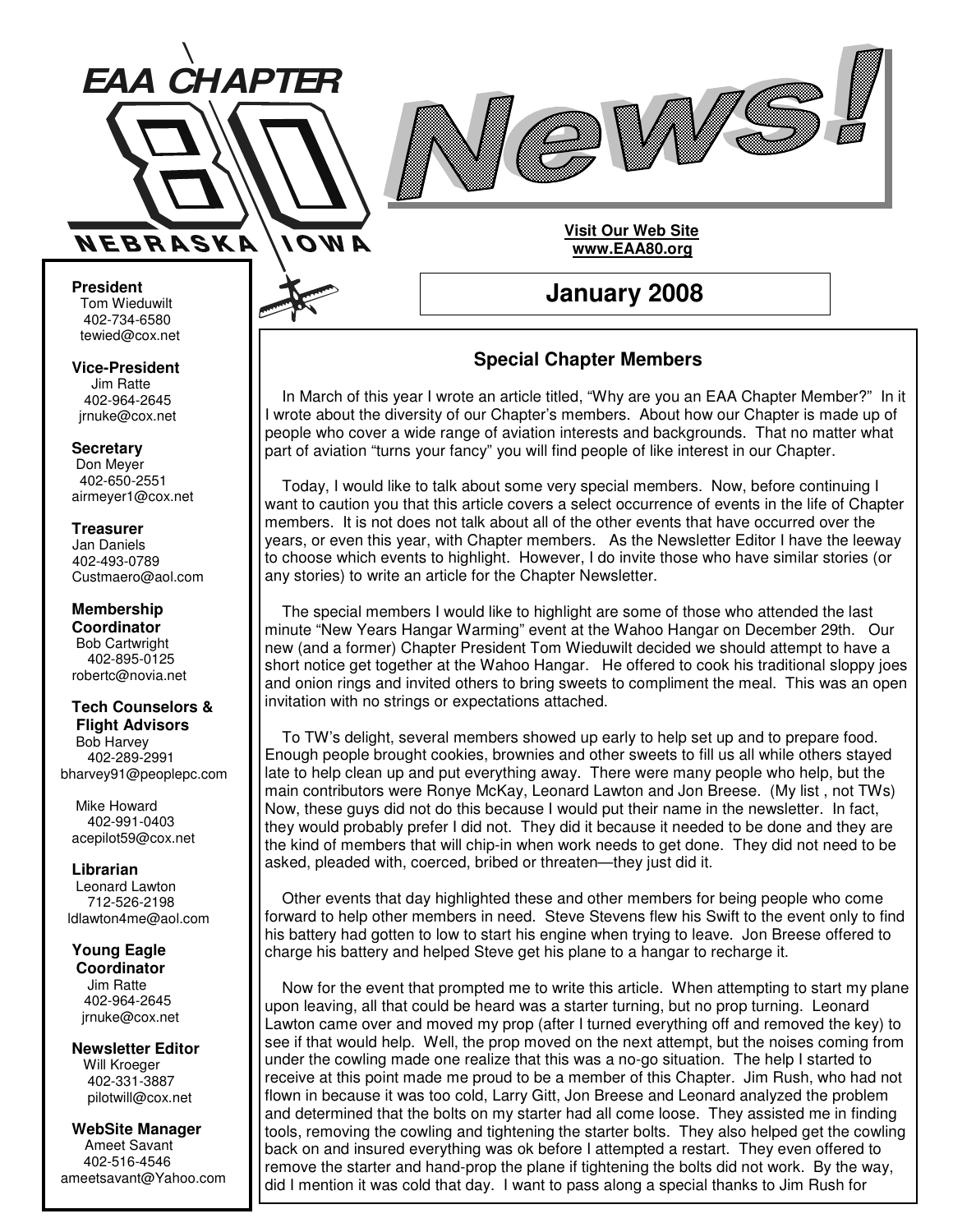# EAA CHAPTER 80 NEBRASKA IOWA

# News!

**Visit Our Web Site**
**www.EAA80.org**

## January 2008

**President**
Tom Wieduwilt
402-734-6580
tewied@cox.net

**Vice-President**
Jim Ratte
402-964-2645
jrnuke@cox.net

**Secretary**
Don Meyer
402-650-2551
airmeyer1@cox.net

**Treasurer**
Jan Daniels
402-493-0789
Custmaero@aol.com

**Membership Coordinator**
Bob Cartwright
402-895-0125
robertc@novia.net

**Tech Counselors & Flight Advisors**
Bob Harvey
402-289-2991
bharvey91@peoplepc.com

Mike Howard
402-991-0403
acepilot59@cox.net

**Librarian**
Leonard Lawton
712-526-2198
ldlawton4me@aol.com

**Young Eagle Coordinator**
Jim Ratte
402-964-2645
jrnuke@cox.net

**Newsletter Editor**
Will Kroeger
402-331-3887
pilotwill@cox.net

**WebSite Manager**
Ameet Savant
402-516-4546
ameetsavant@Yahoo.com

### Special Chapter Members

In March of this year I wrote an article titled, "Why are you an EAA Chapter Member?" In it I wrote about the diversity of our Chapter's members. About how our Chapter is made up of people who cover a wide range of aviation interests and backgrounds. That no matter what part of aviation "turns your fancy" you will find people of like interest in our Chapter.

Today, I would like to talk about some very special members. Now, before continuing I want to caution you that this article covers a select occurrence of events in the life of Chapter members. It is not does not talk about all of the other events that have occurred over the years, or even this year, with Chapter members. As the Newsletter Editor I have the leeway to choose which events to highlight. However, I do invite those who have similar stories (or any stories) to write an article for the Chapter Newsletter.

The special members I would like to highlight are some of those who attended the last minute "New Years Hangar Warming" event at the Wahoo Hangar on December 29th. Our new (and a former) Chapter President Tom Wieduwilt decided we should attempt to have a short notice get together at the Wahoo Hangar. He offered to cook his traditional sloppy joes and onion rings and invited others to bring sweets to compliment the meal. This was an open invitation with no strings or expectations attached.

To TW's delight, several members showed up early to help set up and to prepare food. Enough people brought cookies, brownies and other sweets to fill us all while others stayed late to help clean up and put everything away. There were many people who help, but the main contributors were Ronye McKay, Leonard Lawton and Jon Breese. (My list , not TWs) Now, these guys did not do this because I would put their name in the newsletter. In fact, they would probably prefer I did not. They did it because it needed to be done and they are the kind of members that will chip-in when work needs to get done. They did not need to be asked, pleaded with, coerced, bribed or threaten—they just did it.

Other events that day highlighted these and other members for being people who come forward to help other members in need. Steve Stevens flew his Swift to the event only to find his battery had gotten to low to start his engine when trying to leave. Jon Breese offered to charge his battery and helped Steve get his plane to a hangar to recharge it.

Now for the event that prompted me to write this article. When attempting to start my plane upon leaving, all that could be heard was a starter turning, but no prop turning. Leonard Lawton came over and moved my prop (after I turned everything off and removed the key) to see if that would help. Well, the prop moved on the next attempt, but the noises coming from under the cowling made one realize that this was a no-go situation. The help I started to receive at this point made me proud to be a member of this Chapter. Jim Rush, who had not flown in because it was too cold, Larry Gitt, Jon Breese and Leonard analyzed the problem and determined that the bolts on my starter had all come loose. They assisted me in finding tools, removing the cowling and tightening the starter bolts. They also helped get the cowling back on and insured everything was ok before I attempted a restart. They even offered to remove the starter and hand-prop the plane if tightening the bolts did not work. By the way, did I mention it was cold that day. I want to pass along a special thanks to Jim Rush for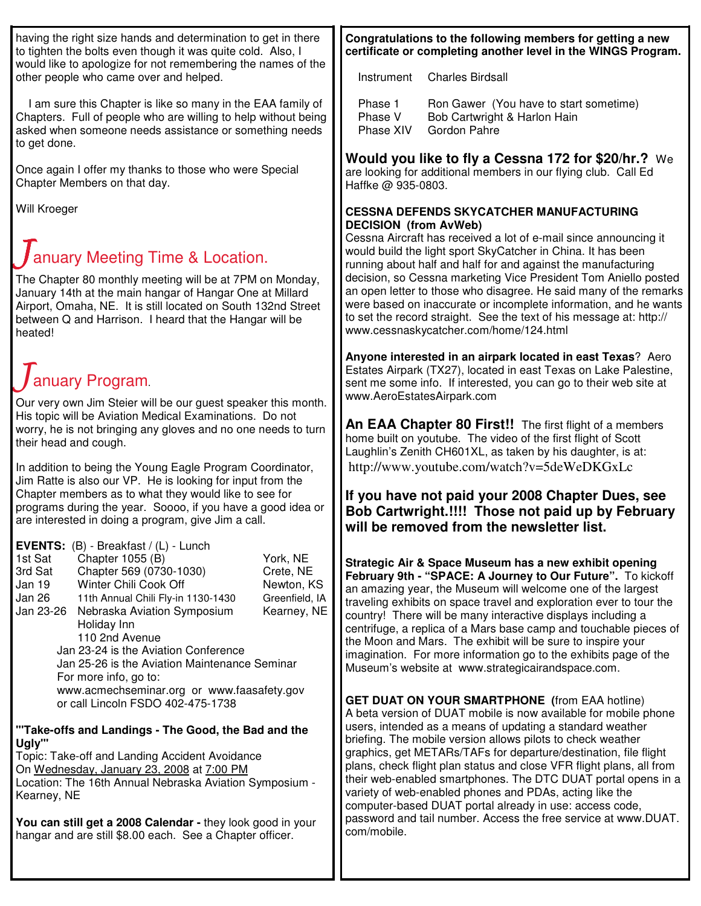having the right size hands and determination to get in there to tighten the bolts even though it was quite cold. Also, I would like to apologize for not remembering the names of the other people who came over and helped.

I am sure this Chapter is like so many in the EAA family of Chapters. Full of people who are willing to help without being asked when someone needs assistance or something needs to get done.

Once again I offer my thanks to those who were Special Chapter Members on that day.

Will Kroeger

## January Meeting Time & Location.

The Chapter 80 monthly meeting will be at 7PM on Monday, January 14th at the main hangar of Hangar One at Millard Airport, Omaha, NE. It is still located on South 132nd Street between Q and Harrison. I heard that the Hangar will be heated!

## January Program.

Our very own Jim Steier will be our guest speaker this month. His topic will be Aviation Medical Examinations. Do not worry, he is not bringing any gloves and no one needs to turn their head and cough.

In addition to being the Young Eagle Program Coordinator, Jim Ratte is also our VP. He is looking for input from the Chapter members as to what they would like to see for programs during the year. Soooo, if you have a good idea or are interested in doing a program, give Jim a call.

**EVENTS:** (B) - Breakfast / (L) - Lunch

| | | |
|---|---|---|
| 1st Sat | Chapter 1055 (B) | York, NE |
| 3rd Sat | Chapter 569 (0730-1030) | Crete, NE |
| Jan 19 | Winter Chili Cook Off | Newton, KS |
| Jan 26 | 11th Annual Chili Fly-in 1130-1430 | Greenfield, IA |
| Jan 23-26 | Nebraska Aviation Symposium<br>Holiday Inn<br>110 2nd Avenue | Kearney, NE |

Jan 23-24 is the Aviation Conference
Jan 25-26 is the Aviation Maintenance Seminar
For more info, go to:
www.acmechseminar.org or www.faasafety.gov
or call Lincoln FSDO 402-475-1738

**"'Take-offs and Landings - The Good, the Bad and the Ugly'"**
Topic: Take-off and Landing Accident Avoidance
On Wednesday, January 23, 2008 at 7:00 PM
Location: The 16th Annual Nebraska Aviation Symposium - Kearney, NE

**You can still get a 2008 Calendar -** they look good in your hangar and are still $8.00 each. See a Chapter officer.

**Congratulations to the following members for getting a new certificate or completing another level in the WINGS Program.**

| | |
|---|---|
| Instrument | Charles Birdsall |
| Phase 1 | Ron Gawer (You have to start sometime) |
| Phase V | Bob Cartwright & Harlon Hain |
| Phase XIV | Gordon Pahre |

**Would you like to fly a Cessna 172 for $20/hr.?** We are looking for additional members in our flying club. Call Ed Haffke @ 935-0803.

**CESSNA DEFENDS SKYCATCHER MANUFACTURING DECISION (from AvWeb)**
Cessna Aircraft has received a lot of e-mail since announcing it would build the light sport SkyCatcher in China. It has been running about half and half for and against the manufacturing decision, so Cessna marketing Vice President Tom Aniello posted an open letter to those who disagree. He said many of the remarks were based on inaccurate or incomplete information, and he wants to set the record straight. See the text of his message at: http://www.cessnaskycatcher.com/home/124.html

**Anyone interested in an airpark located in east Texas**? Aero Estates Airpark (TX27), located in east Texas on Lake Palestine, sent me some info. If interested, you can go to their web site at www.AeroEstatesAirpark.com

**An EAA Chapter 80 First!!** The first flight of a members home built on youtube. The video of the first flight of Scott Laughlin's Zenith CH601XL, as taken by his daughter, is at: http://www.youtube.com/watch?v=5deWeDKGxLc

**If you have not paid your 2008 Chapter Dues, see Bob Cartwright.!!!! Those not paid up by February will be removed from the newsletter list.**

**Strategic Air & Space Museum has a new exhibit opening February 9th - "SPACE: A Journey to Our Future".** To kickoff an amazing year, the Museum will welcome one of the largest traveling exhibits on space travel and exploration ever to tour the country! There will be many interactive displays including a centrifuge, a replica of a Mars base camp and touchable pieces of the Moon and Mars. The exhibit will be sure to inspire your imagination. For more information go to the exhibits page of the Museum's website at www.strategicairandspace.com.

**GET DUAT ON YOUR SMARTPHONE (**from EAA hotline)
A beta version of DUAT mobile is now available for mobile phone users, intended as a means of updating a standard weather briefing. The mobile version allows pilots to check weather graphics, get METARs/TAFs for departure/destination, file flight plans, check flight plan status and close VFR flight plans, all from their web-enabled smartphones. The DTC DUAT portal opens in a variety of web-enabled phones and PDAs, acting like the computer-based DUAT portal already in use: access code, password and tail number. Access the free service at www.DUAT.com/mobile.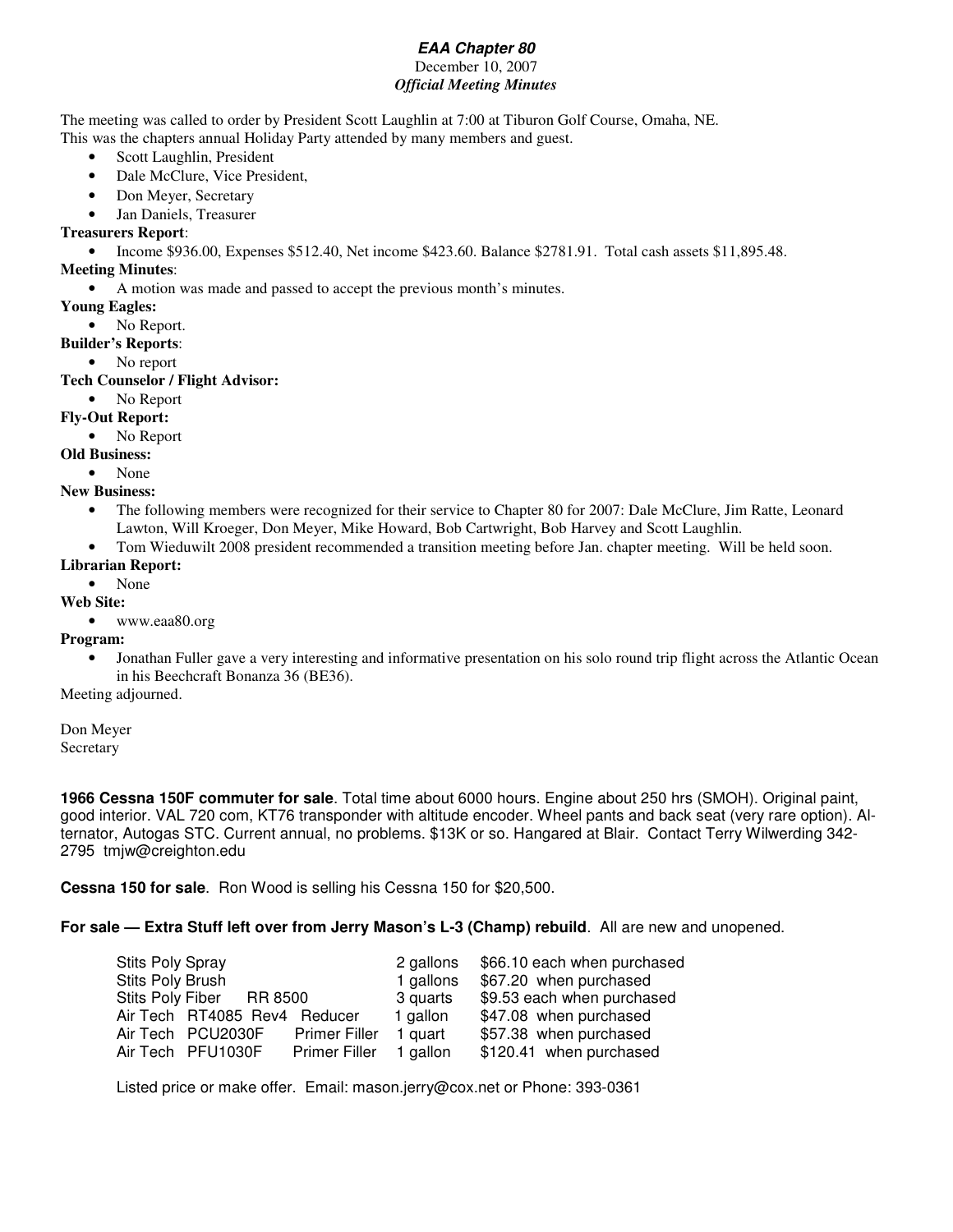***EAA Chapter 80***

December 10, 2007

***Official Meeting Minutes***

The meeting was called to order by President Scott Laughlin at 7:00 at Tiburon Golf Course, Omaha, NE. This was the chapters annual Holiday Party attended by many members and guest.

- Scott Laughlin, President
- Dale McClure, Vice President,
- Don Meyer, Secretary
- Jan Daniels, Treasurer

**Treasurers Report**:

- Income $936.00, Expenses $512.40, Net income $423.60. Balance $2781.91. Total cash assets $11,895.48.

**Meeting Minutes**:

- A motion was made and passed to accept the previous month's minutes.

**Young Eagles:**

- No Report.

**Builder's Reports**:

- No report

**Tech Counselor / Flight Advisor:**

- No Report

**Fly-Out Report:**

- No Report

**Old Business:**

- None

**New Business:**

- The following members were recognized for their service to Chapter 80 for 2007: Dale McClure, Jim Ratte, Leonard Lawton, Will Kroeger, Don Meyer, Mike Howard, Bob Cartwright, Bob Harvey and Scott Laughlin.
- Tom Wieduwilt 2008 president recommended a transition meeting before Jan. chapter meeting. Will be held soon.

**Librarian Report:**

- None

**Web Site:**

- www.eaa80.org

**Program:**

- Jonathan Fuller gave a very interesting and informative presentation on his solo round trip flight across the Atlantic Ocean in his Beechcraft Bonanza 36 (BE36).

Meeting adjourned.

Don Meyer
Secretary

**1966 Cessna 150F commuter for sale**. Total time about 6000 hours. Engine about 250 hrs (SMOH). Original paint, good interior. VAL 720 com, KT76 transponder with altitude encoder. Wheel pants and back seat (very rare option). Alternator, Autogas STC. Current annual, no problems. $13K or so. Hangared at Blair. Contact Terry Wilwerding 342-2795 tmjw@creighton.edu

**Cessna 150 for sale**. Ron Wood is selling his Cessna 150 for $20,500.

**For sale — Extra Stuff left over from Jerry Mason's L-3 (Champ) rebuild**. All are new and unopened.

| Item | Quantity | Price |
|---|---|---|
| Stits Poly Spray | 2 gallons | $66.10 each when purchased |
| Stits Poly Brush | 1 gallons | $67.20 when purchased |
| Stits Poly Fiber RR 8500 | 3 quarts | $9.53 each when purchased |
| Air Tech RT4085 Rev4 Reducer | 1 gallon | $47.08 when purchased |
| Air Tech PCU2030F Primer Filler | 1 quart | $57.38 when purchased |
| Air Tech PFU1030F Primer Filler | 1 gallon | $120.41 when purchased |

Listed price or make offer. Email: mason.jerry@cox.net or Phone: 393-0361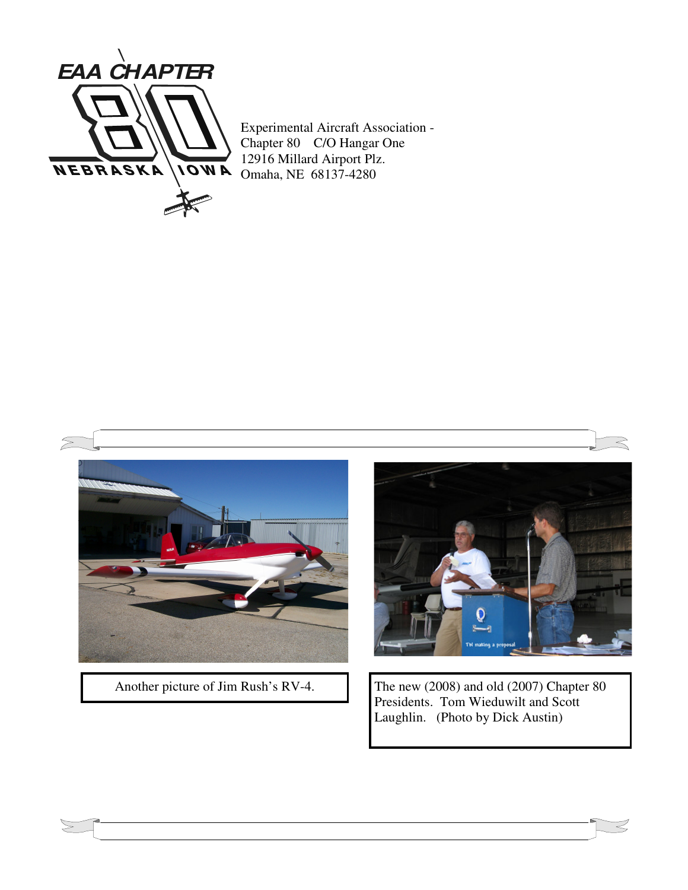EAA CHAPTER 80 NEBRASKA IOWA

Experimental Aircraft Association -
Chapter 80 C/O Hangar One
12916 Millard Airport Plz.
Omaha, NE 68137-4280

Another picture of Jim Rush's RV-4.

The new (2008) and old (2007) Chapter 80 Presidents. Tom Wieduwilt and Scott Laughlin. (Photo by Dick Austin)